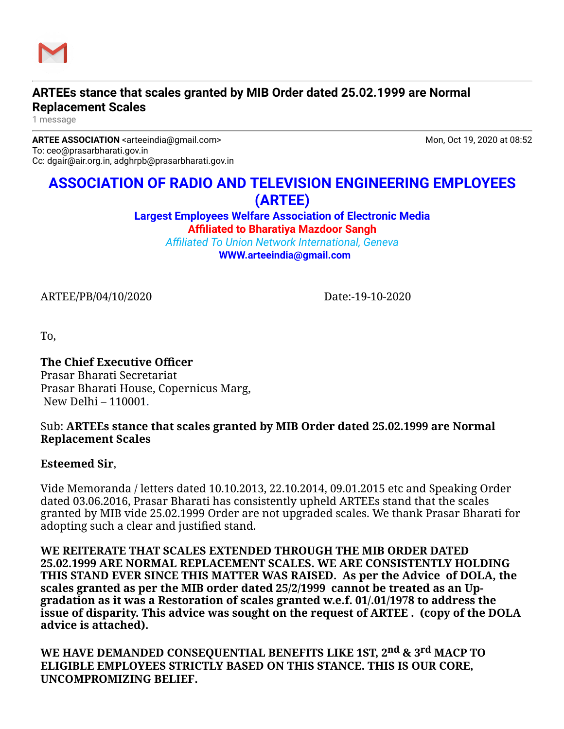## ARTEEs stance that scales granted by MIB Order dated 25.02.1999 are Normal Replacement Scales

1 message

**ARTEE ASSOCIATION** <arteeindia@gmail.com> Mon, Oct 19, 2020 at 08:52
To: ceo@prasarbharati.gov.in
Cc: dgair@air.org.in, adghrpb@prasarbharati.gov.in

# ASSOCIATION OF RADIO AND TELEVISION ENGINEERING EMPLOYEES (ARTEE)

**Largest Employees Welfare Association of Electronic Media**

**Affiliated to Bharatiya Mazdoor Sangh**

*Affiliated To Union Network International, Geneva*

**WWW.arteeindia@gmail.com**

ARTEE/PB/04/10/2020 Date:-19-10-2020

To,

**The Chief Executive Officer**
Prasar Bharati Secretariat
Prasar Bharati House, Copernicus Marg,
New Delhi – 110001.

Sub: **ARTEEs stance that scales granted by MIB Order dated 25.02.1999 are Normal Replacement Scales**

**Esteemed Sir**,

Vide Memoranda / letters dated 10.10.2013, 22.10.2014, 09.01.2015 etc and Speaking Order dated 03.06.2016, Prasar Bharati has consistently upheld ARTEEs stand that the scales granted by MIB vide 25.02.1999 Order are not upgraded scales. We thank Prasar Bharati for adopting such a clear and justified stand.

**WE REITERATE THAT SCALES EXTENDED THROUGH THE MIB ORDER DATED 25.02.1999 ARE NORMAL REPLACEMENT SCALES. WE ARE CONSISTENTLY HOLDING THIS STAND EVER SINCE THIS MATTER WAS RAISED. As per the Advice of DOLA, the scales granted as per the MIB order dated 25/2/1999 cannot be treated as an Up-gradation as it was a Restoration of scales granted w.e.f. 01/.01/1978 to address the issue of disparity. This advice was sought on the request of ARTEE . (copy of the DOLA advice is attached).**

**WE HAVE DEMANDED CONSEQUENTIAL BENEFITS LIKE 1ST, 2nd & 3rd MACP TO ELIGIBLE EMPLOYEES STRICTLY BASED ON THIS STANCE. THIS IS OUR CORE, UNCOMPROMIZING BELIEF.**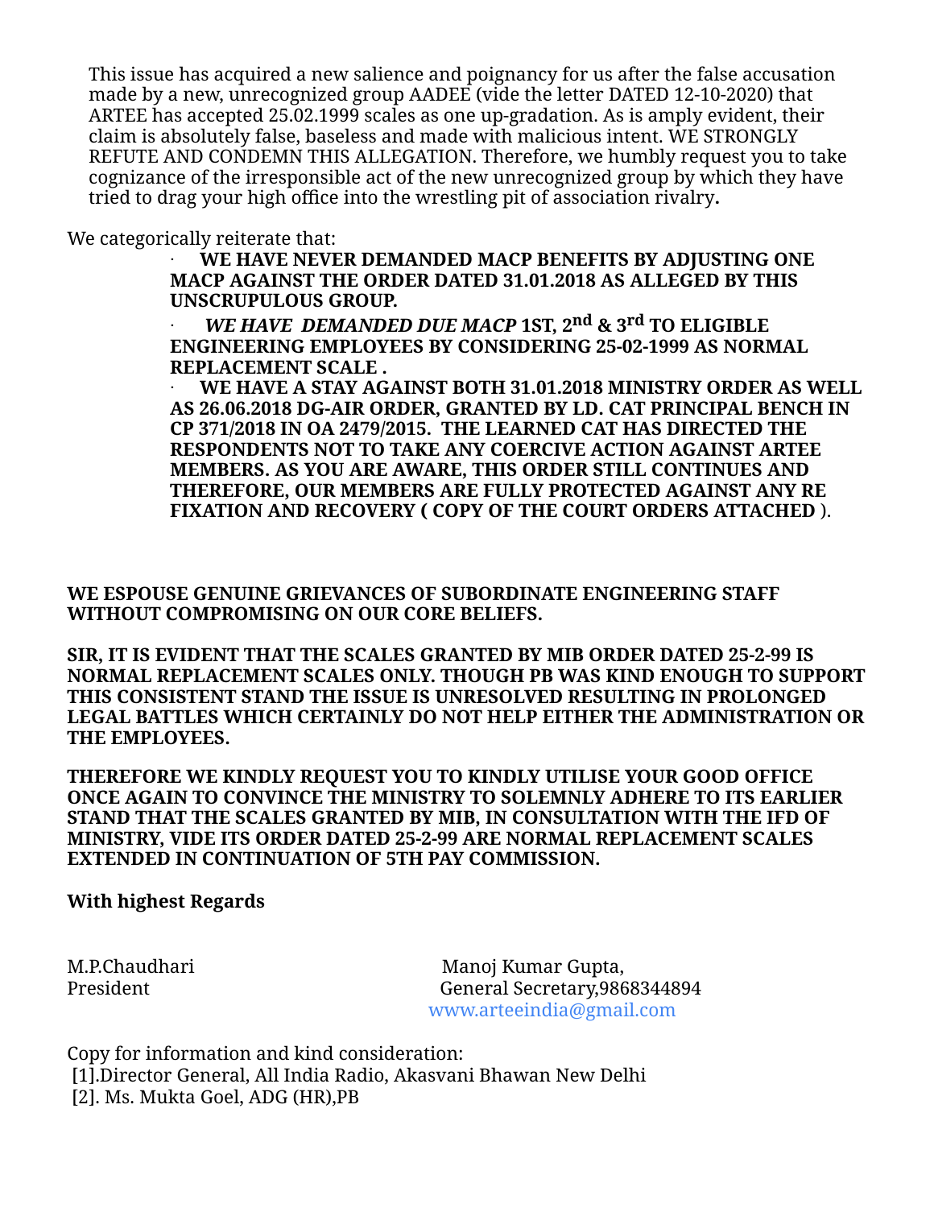This issue has acquired a new salience and poignancy for us after the false accusation made by a new, unrecognized group AADEE (vide the letter DATED 12-10-2020) that ARTEE has accepted 25.02.1999 scales as one up-gradation. As is amply evident, their claim is absolutely false, baseless and made with malicious intent. WE STRONGLY REFUTE AND CONDEMN THIS ALLEGATION. Therefore, we humbly request you to take cognizance of the irresponsible act of the new unrecognized group by which they have tried to drag your high office into the wrestling pit of association rivalry**.**

We categorically reiterate that:

- **WE HAVE NEVER DEMANDED MACP BENEFITS BY ADJUSTING ONE MACP AGAINST THE ORDER DATED 31.01.2018 AS ALLEGED BY THIS UNSCRUPULOUS GROUP.**
- ***WE HAVE DEMANDED DUE MACP* 1ST, 2nd & 3rd TO ELIGIBLE ENGINEERING EMPLOYEES BY CONSIDERING 25-02-1999 AS NORMAL REPLACEMENT SCALE .**
- **WE HAVE A STAY AGAINST BOTH 31.01.2018 MINISTRY ORDER AS WELL AS 26.06.2018 DG-AIR ORDER, GRANTED BY LD. CAT PRINCIPAL BENCH IN CP 371/2018 IN OA 2479/2015. THE LEARNED CAT HAS DIRECTED THE RESPONDENTS NOT TO TAKE ANY COERCIVE ACTION AGAINST ARTEE MEMBERS. AS YOU ARE AWARE, THIS ORDER STILL CONTINUES AND THEREFORE, OUR MEMBERS ARE FULLY PROTECTED AGAINST ANY RE FIXATION AND RECOVERY ( COPY OF THE COURT ORDERS ATTACHED** ).

**WE ESPOUSE GENUINE GRIEVANCES OF SUBORDINATE ENGINEERING STAFF WITHOUT COMPROMISING ON OUR CORE BELIEFS.**

**SIR, IT IS EVIDENT THAT THE SCALES GRANTED BY MIB ORDER DATED 25-2-99 IS NORMAL REPLACEMENT SCALES ONLY. THOUGH PB WAS KIND ENOUGH TO SUPPORT THIS CONSISTENT STAND THE ISSUE IS UNRESOLVED RESULTING IN PROLONGED LEGAL BATTLES WHICH CERTAINLY DO NOT HELP EITHER THE ADMINISTRATION OR THE EMPLOYEES.**

**THEREFORE WE KINDLY REQUEST YOU TO KINDLY UTILISE YOUR GOOD OFFICE ONCE AGAIN TO CONVINCE THE MINISTRY TO SOLEMNLY ADHERE TO ITS EARLIER STAND THAT THE SCALES GRANTED BY MIB, IN CONSULTATION WITH THE IFD OF MINISTRY, VIDE ITS ORDER DATED 25-2-99 ARE NORMAL REPLACEMENT SCALES EXTENDED IN CONTINUATION OF 5TH PAY COMMISSION.**

**With highest Regards**

M.P.Chaudhari
President

Manoj Kumar Gupta,
General Secretary,9868344894
www.arteeindia@gmail.com

Copy for information and kind consideration:
[1].Director General, All India Radio, Akasvani Bhawan New Delhi
[2]. Ms. Mukta Goel, ADG (HR),PB